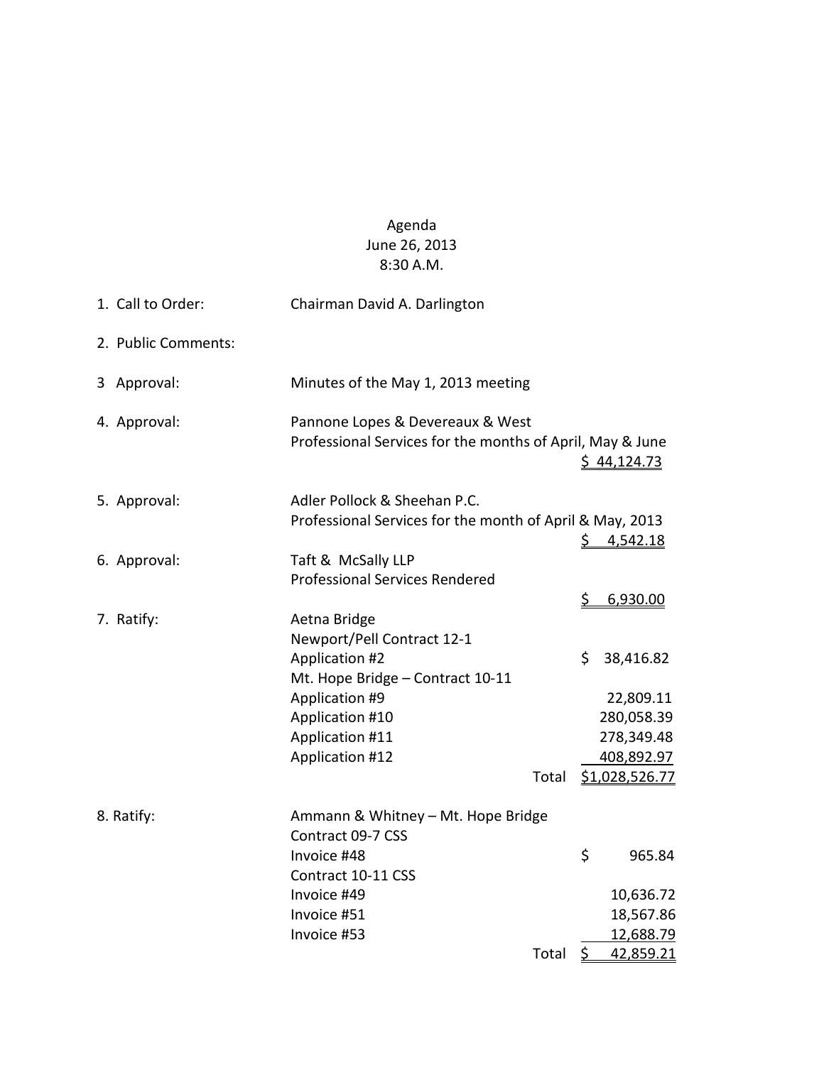# Agenda

June 26, 2013

8:30 A.M.

| | | | |
|---|---|---|---|
| 1. Call to Order: | Chairman David A. Darlington | | |
| 2. Public Comments: | | | |
| 3 Approval: | Minutes of the May 1, 2013 meeting | | |
| 4. Approval: | Pannone Lopes & Devereaux & West | | |
| | Professional Services for the months of April, May & June | | $ 44,124.73 |
| 5. Approval: | Adler Pollock & Sheehan P.C. | | |
| | Professional Services for the month of April & May, 2013 | | $ 4,542.18 |
| 6. Approval: | Taft & McSally LLP | | |
| | Professional Services Rendered | | $ 6,930.00 |
| 7. Ratify: | Aetna Bridge | | |
| | Newport/Pell Contract 12-1 | | |
| | Application #2 | | $ 38,416.82 |
| | Mt. Hope Bridge – Contract 10-11 | | |
| | Application #9 | | 22,809.11 |
| | Application #10 | | 280,058.39 |
| | Application #11 | | 278,349.48 |
| | Application #12 | | 408,892.97 |
| | | Total | $1,028,526.77 |
| 8. Ratify: | Ammann & Whitney – Mt. Hope Bridge | | |
| | Contract 09-7 CSS | | |
| | Invoice #48 | | $ 965.84 |
| | Contract 10-11 CSS | | |
| | Invoice #49 | | 10,636.72 |
| | Invoice #51 | | 18,567.86 |
| | Invoice #53 | | 12,688.79 |
| | | Total | $ 42,859.21 |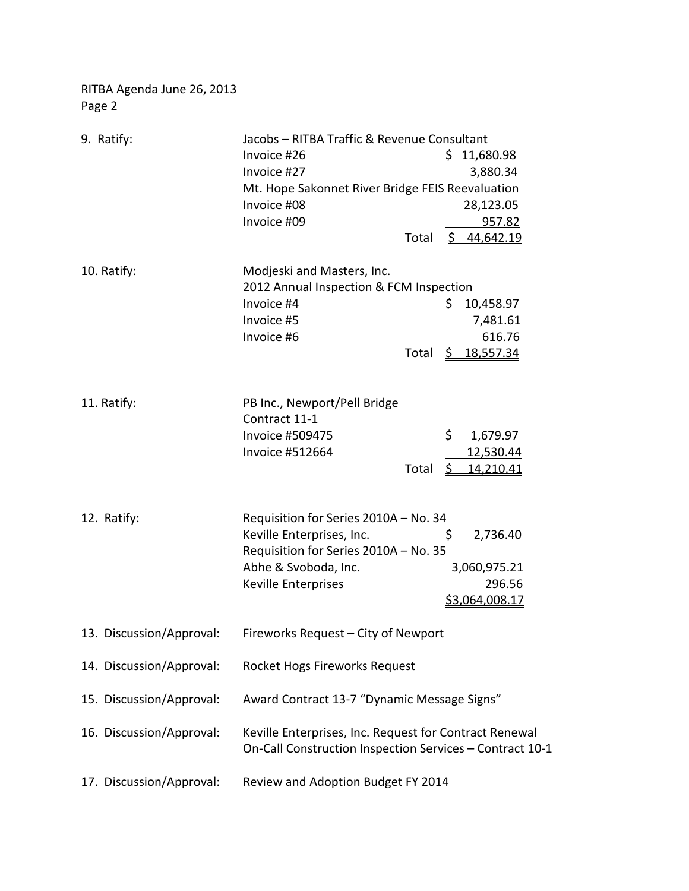RITBA Agenda June 26, 2013
Page 2

| | | |
|---|---|---|
| 9. Ratify: | Jacobs – RITBA Traffic & Revenue Consultant | |
| | Invoice #26 | $ 11,680.98 |
| | Invoice #27 | 3,880.34 |
| | Mt. Hope Sakonnet River Bridge FEIS Reevaluation | |
| | Invoice #08 | 28,123.05 |
| | Invoice #09 | 957.82 |
| | Total | $ 44,642.19 |
| 10. Ratify: | Modjeski and Masters, Inc. | |
| | 2012 Annual Inspection & FCM Inspection | |
| | Invoice #4 | $ 10,458.97 |
| | Invoice #5 | 7,481.61 |
| | Invoice #6 | 616.76 |
| | Total | $ 18,557.34 |
| 11. Ratify: | PB Inc., Newport/Pell Bridge | |
| | Contract 11-1 | |
| | Invoice #509475 | $ 1,679.97 |
| | Invoice #512664 | 12,530.44 |
| | Total | $ 14,210.41 |
| 12. Ratify: | Requisition for Series 2010A – No. 34 | |
| | Keville Enterprises, Inc. | $ 2,736.40 |
| | Requisition for Series 2010A – No. 35 | |
| | Abhe & Svoboda, Inc. | 3,060,975.21 |
| | Keville Enterprises | 296.56 |
| | | $3,064,008.17 |

13. Discussion/Approval: Fireworks Request – City of Newport

14. Discussion/Approval: Rocket Hogs Fireworks Request

15. Discussion/Approval: Award Contract 13-7 "Dynamic Message Signs"

16. Discussion/Approval: Keville Enterprises, Inc. Request for Contract Renewal On-Call Construction Inspection Services – Contract 10-1

17. Discussion/Approval: Review and Adoption Budget FY 2014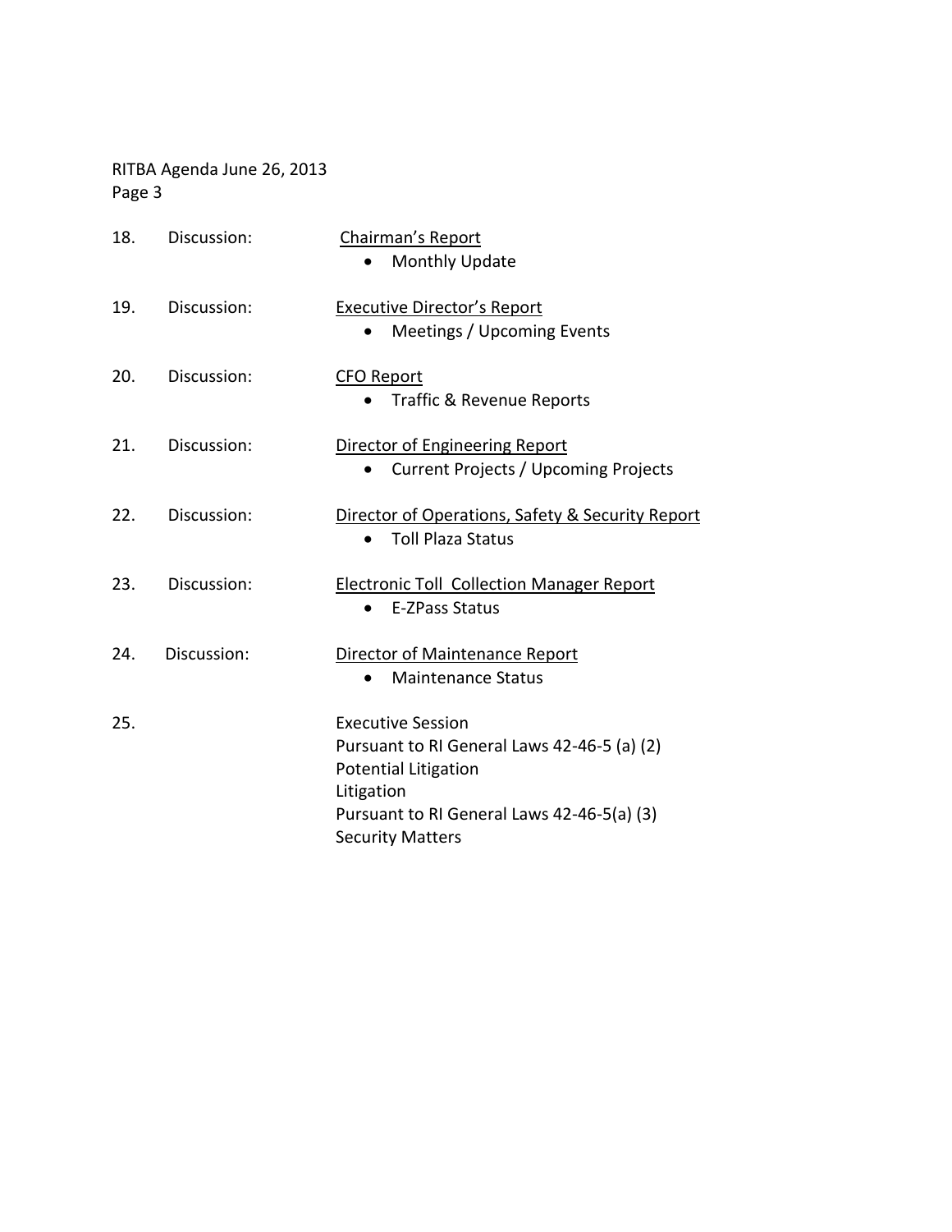18. Discussion: Chairman's Report
    - Monthly Update

19. Discussion: Executive Director's Report
    - Meetings / Upcoming Events

20. Discussion: CFO Report
    - Traffic & Revenue Reports

21. Discussion: Director of Engineering Report
    - Current Projects / Upcoming Projects

22. Discussion: Director of Operations, Safety & Security Report
    - Toll Plaza Status

23. Discussion: Electronic Toll Collection Manager Report
    - E-ZPass Status

24. Discussion: Director of Maintenance Report
    - Maintenance Status

25. Executive Session
    Pursuant to RI General Laws 42-46-5 (a) (2)
    Potential Litigation
    Litigation
    Pursuant to RI General Laws 42-46-5(a) (3)
    Security Matters